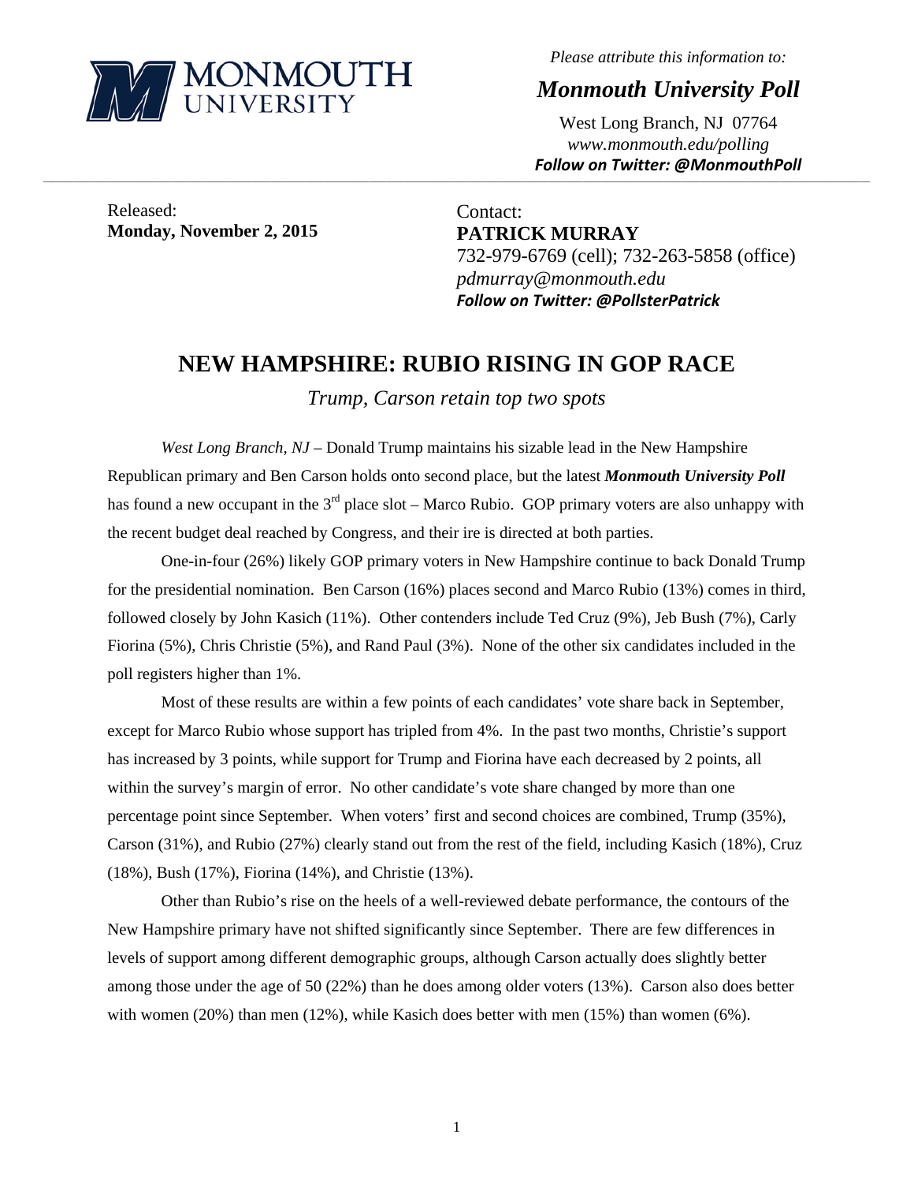MONMOUTH UNIVERSITY

*Please attribute this information to:*

***Monmouth University Poll***

West Long Branch, NJ 07764
*www.monmouth.edu/polling*
***Follow on Twitter: @MonmouthPoll***

---

Released:
**Monday, November 2, 2015**

Contact:
**PATRICK MURRAY**
732-979-6769 (cell); 732-263-5858 (office)
*pdmurray@monmouth.edu*
***Follow on Twitter: @PollsterPatrick***

# NEW HAMPSHIRE: RUBIO RISING IN GOP RACE

*Trump, Carson retain top two spots*

*West Long Branch, NJ* – Donald Trump maintains his sizable lead in the New Hampshire Republican primary and Ben Carson holds onto second place, but the latest ***Monmouth University Poll*** has found a new occupant in the 3rd place slot – Marco Rubio. GOP primary voters are also unhappy with the recent budget deal reached by Congress, and their ire is directed at both parties.

One-in-four (26%) likely GOP primary voters in New Hampshire continue to back Donald Trump for the presidential nomination. Ben Carson (16%) places second and Marco Rubio (13%) comes in third, followed closely by John Kasich (11%). Other contenders include Ted Cruz (9%), Jeb Bush (7%), Carly Fiorina (5%), Chris Christie (5%), and Rand Paul (3%). None of the other six candidates included in the poll registers higher than 1%.

Most of these results are within a few points of each candidates' vote share back in September, except for Marco Rubio whose support has tripled from 4%. In the past two months, Christie's support has increased by 3 points, while support for Trump and Fiorina have each decreased by 2 points, all within the survey's margin of error. No other candidate's vote share changed by more than one percentage point since September. When voters' first and second choices are combined, Trump (35%), Carson (31%), and Rubio (27%) clearly stand out from the rest of the field, including Kasich (18%), Cruz (18%), Bush (17%), Fiorina (14%), and Christie (13%).

Other than Rubio's rise on the heels of a well-reviewed debate performance, the contours of the New Hampshire primary have not shifted significantly since September. There are few differences in levels of support among different demographic groups, although Carson actually does slightly better among those under the age of 50 (22%) than he does among older voters (13%). Carson also does better with women (20%) than men (12%), while Kasich does better with men (15%) than women (6%).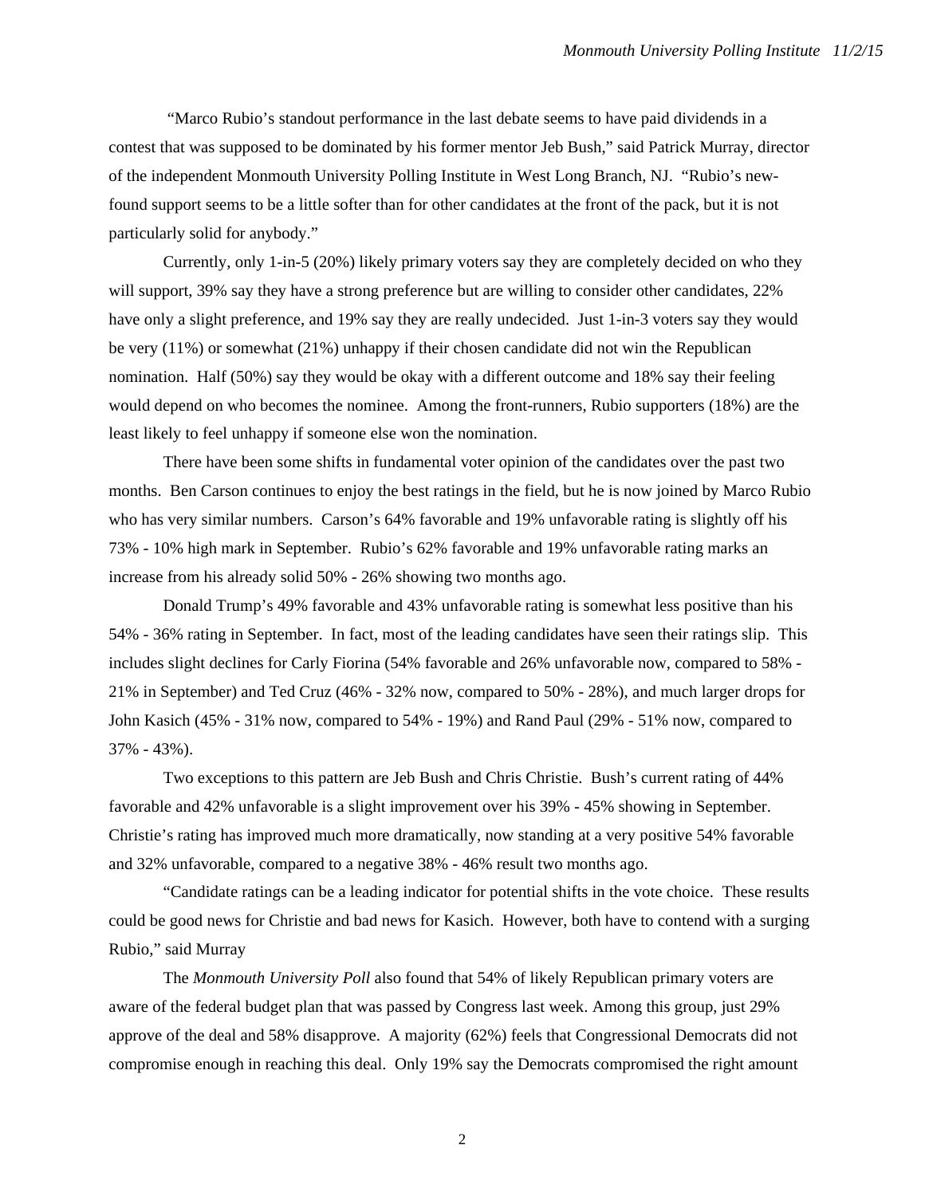"Marco Rubio's standout performance in the last debate seems to have paid dividends in a contest that was supposed to be dominated by his former mentor Jeb Bush," said Patrick Murray, director of the independent Monmouth University Polling Institute in West Long Branch, NJ. "Rubio's new-found support seems to be a little softer than for other candidates at the front of the pack, but it is not particularly solid for anybody."

Currently, only 1-in-5 (20%) likely primary voters say they are completely decided on who they will support, 39% say they have a strong preference but are willing to consider other candidates, 22% have only a slight preference, and 19% say they are really undecided. Just 1-in-3 voters say they would be very (11%) or somewhat (21%) unhappy if their chosen candidate did not win the Republican nomination. Half (50%) say they would be okay with a different outcome and 18% say their feeling would depend on who becomes the nominee. Among the front-runners, Rubio supporters (18%) are the least likely to feel unhappy if someone else won the nomination.

There have been some shifts in fundamental voter opinion of the candidates over the past two months. Ben Carson continues to enjoy the best ratings in the field, but he is now joined by Marco Rubio who has very similar numbers. Carson's 64% favorable and 19% unfavorable rating is slightly off his 73% - 10% high mark in September. Rubio's 62% favorable and 19% unfavorable rating marks an increase from his already solid 50% - 26% showing two months ago.

Donald Trump's 49% favorable and 43% unfavorable rating is somewhat less positive than his 54% - 36% rating in September. In fact, most of the leading candidates have seen their ratings slip. This includes slight declines for Carly Fiorina (54% favorable and 26% unfavorable now, compared to 58% - 21% in September) and Ted Cruz (46% - 32% now, compared to 50% - 28%), and much larger drops for John Kasich (45% - 31% now, compared to 54% - 19%) and Rand Paul (29% - 51% now, compared to 37% - 43%).

Two exceptions to this pattern are Jeb Bush and Chris Christie. Bush's current rating of 44% favorable and 42% unfavorable is a slight improvement over his 39% - 45% showing in September. Christie's rating has improved much more dramatically, now standing at a very positive 54% favorable and 32% unfavorable, compared to a negative 38% - 46% result two months ago.

"Candidate ratings can be a leading indicator for potential shifts in the vote choice. These results could be good news for Christie and bad news for Kasich. However, both have to contend with a surging Rubio," said Murray

The *Monmouth University Poll* also found that 54% of likely Republican primary voters are aware of the federal budget plan that was passed by Congress last week. Among this group, just 29% approve of the deal and 58% disapprove. A majority (62%) feels that Congressional Democrats did not compromise enough in reaching this deal. Only 19% say the Democrats compromised the right amount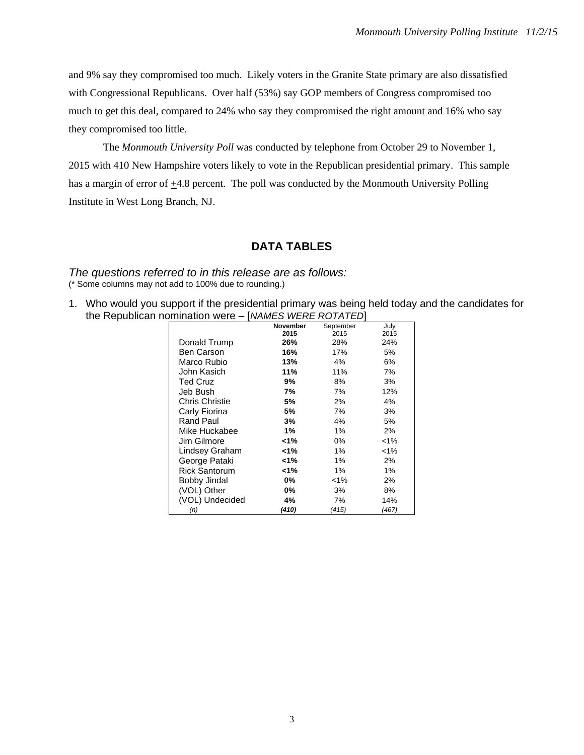and 9% say they compromised too much. Likely voters in the Granite State primary are also dissatisfied with Congressional Republicans. Over half (53%) say GOP members of Congress compromised too much to get this deal, compared to 24% who say they compromised the right amount and 16% who say they compromised too little.

The *Monmouth University Poll* was conducted by telephone from October 29 to November 1, 2015 with 410 New Hampshire voters likely to vote in the Republican presidential primary. This sample has a margin of error of ±4.8 percent. The poll was conducted by the Monmouth University Polling Institute in West Long Branch, NJ.

## DATA TABLES

*The questions referred to in this release are as follows:*
(* Some columns may not add to 100% due to rounding.)

1. Who would you support if the presidential primary was being held today and the candidates for the Republican nomination were – [*NAMES WERE ROTATED*]

| | **November 2015** | September 2015 | July 2015 |
|---|---|---|---|
| Donald Trump | **26%** | 28% | 24% |
| Ben Carson | **16%** | 17% | 5% |
| Marco Rubio | **13%** | 4% | 6% |
| John Kasich | **11%** | 11% | 7% |
| Ted Cruz | **9%** | 8% | 3% |
| Jeb Bush | **7%** | 7% | 12% |
| Chris Christie | **5%** | 2% | 4% |
| Carly Fiorina | **5%** | 7% | 3% |
| Rand Paul | **3%** | 4% | 5% |
| Mike Huckabee | **1%** | 1% | 2% |
| Jim Gilmore | **<1%** | 0% | <1% |
| Lindsey Graham | **<1%** | 1% | <1% |
| George Pataki | **<1%** | 1% | 2% |
| Rick Santorum | **<1%** | 1% | 1% |
| Bobby Jindal | **0%** | <1% | 2% |
| (VOL) Other | **0%** | 3% | 8% |
| (VOL) Undecided | **4%** | 7% | 14% |
| *(n)* | ***(410)*** | *(415)* | *(467)* |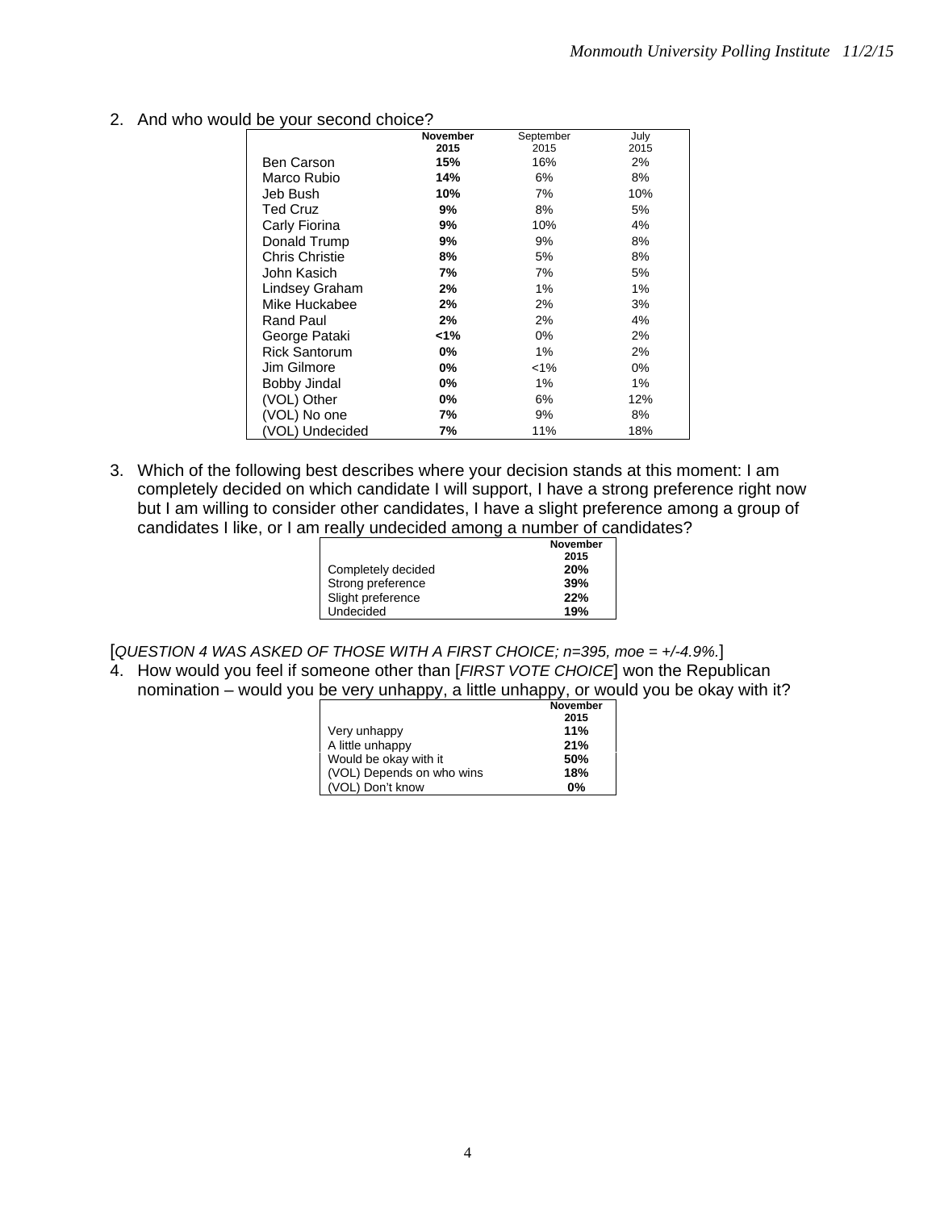2. And who would be your second choice?

| | **November 2015** | September 2015 | July 2015 |
|---|---|---|---|
| Ben Carson | **15%** | 16% | 2% |
| Marco Rubio | **14%** | 6% | 8% |
| Jeb Bush | **10%** | 7% | 10% |
| Ted Cruz | **9%** | 8% | 5% |
| Carly Fiorina | **9%** | 10% | 4% |
| Donald Trump | **9%** | 9% | 8% |
| Chris Christie | **8%** | 5% | 8% |
| John Kasich | **7%** | 7% | 5% |
| Lindsey Graham | **2%** | 1% | 1% |
| Mike Huckabee | **2%** | 2% | 3% |
| Rand Paul | **2%** | 2% | 4% |
| George Pataki | **<1%** | 0% | 2% |
| Rick Santorum | **0%** | 1% | 2% |
| Jim Gilmore | **0%** | <1% | 0% |
| Bobby Jindal | **0%** | 1% | 1% |
| (VOL) Other | **0%** | 6% | 12% |
| (VOL) No one | **7%** | 9% | 8% |
| (VOL) Undecided | **7%** | 11% | 18% |

3. Which of the following best describes where your decision stands at this moment: I am completely decided on which candidate I will support, I have a strong preference right now but I am willing to consider other candidates, I have a slight preference among a group of candidates I like, or I am really undecided among a number of candidates?

| | **November 2015** |
|---|---|
| Completely decided | **20%** |
| Strong preference | **39%** |
| Slight preference | **22%** |
| Undecided | **19%** |

[*QUESTION 4 WAS ASKED OF THOSE WITH A FIRST CHOICE; n=395, moe = +/-4.9%.*]

4. How would you feel if someone other than [*FIRST VOTE CHOICE*] won the Republican nomination – would you be very unhappy, a little unhappy, or would you be okay with it?

| | **November 2015** |
|---|---|
| Very unhappy | **11%** |
| A little unhappy | **21%** |
| Would be okay with it | **50%** |
| (VOL) Depends on who wins | **18%** |
| (VOL) Don't know | **0%** |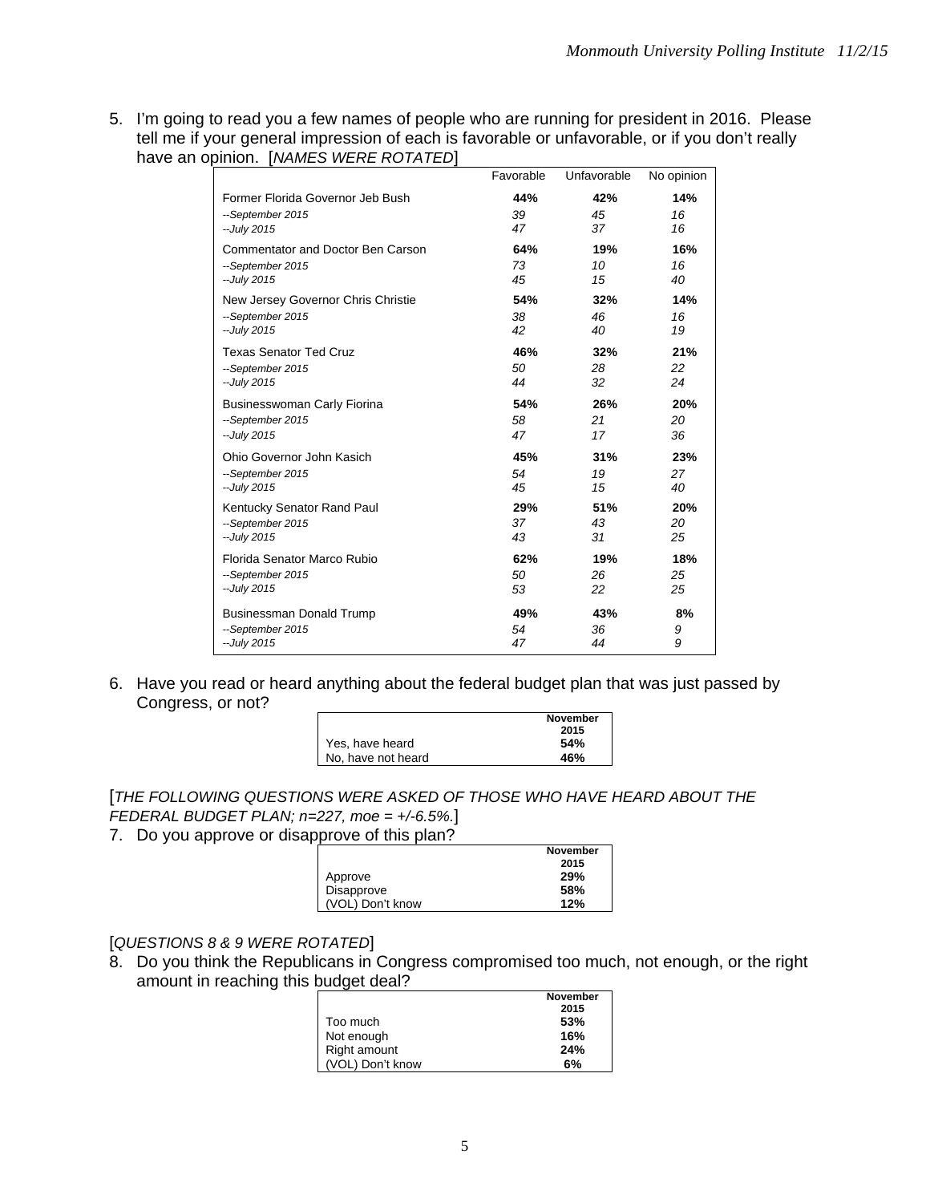5. I'm going to read you a few names of people who are running for president in 2016. Please tell me if your general impression of each is favorable or unfavorable, or if you don't really have an opinion. [*NAMES WERE ROTATED*]

| | Favorable | Unfavorable | No opinion |
|---|---|---|---|
| Former Florida Governor Jeb Bush | **44%** | **42%** | **14%** |
| *--September 2015* | *39* | *45* | *16* |
| *--July 2015* | *47* | *37* | *16* |
| Commentator and Doctor Ben Carson | **64%** | **19%** | **16%** |
| *--September 2015* | *73* | *10* | *16* |
| *--July 2015* | *45* | *15* | *40* |
| New Jersey Governor Chris Christie | **54%** | **32%** | **14%** |
| *--September 2015* | *38* | *46* | *16* |
| *--July 2015* | *42* | *40* | *19* |
| Texas Senator Ted Cruz | **46%** | **32%** | **21%** |
| *--September 2015* | *50* | *28* | *22* |
| *--July 2015* | *44* | *32* | *24* |
| Businesswoman Carly Fiorina | **54%** | **26%** | **20%** |
| *--September 2015* | *58* | *21* | *20* |
| *--July 2015* | *47* | *17* | *36* |
| Ohio Governor John Kasich | **45%** | **31%** | **23%** |
| *--September 2015* | *54* | *19* | *27* |
| *--July 2015* | *45* | *15* | *40* |
| Kentucky Senator Rand Paul | **29%** | **51%** | **20%** |
| *--September 2015* | *37* | *43* | *20* |
| *--July 2015* | *43* | *31* | *25* |
| Florida Senator Marco Rubio | **62%** | **19%** | **18%** |
| *--September 2015* | *50* | *26* | *25* |
| *--July 2015* | *53* | *22* | *25* |
| Businessman Donald Trump | **49%** | **43%** | **8%** |
| *--September 2015* | *54* | *36* | *9* |
| *--July 2015* | *47* | *44* | *9* |

6. Have you read or heard anything about the federal budget plan that was just passed by Congress, or not?

| | November 2015 |
|---|---|
| Yes, have heard | **54%** |
| No, have not heard | **46%** |

[*THE FOLLOWING QUESTIONS WERE ASKED OF THOSE WHO HAVE HEARD ABOUT THE FEDERAL BUDGET PLAN; n=227, moe = +/-6.5%.*]

7. Do you approve or disapprove of this plan?

| | November 2015 |
|---|---|
| Approve | **29%** |
| Disapprove | **58%** |
| (VOL) Don't know | **12%** |

[*QUESTIONS 8 & 9 WERE ROTATED*]

8. Do you think the Republicans in Congress compromised too much, not enough, or the right amount in reaching this budget deal?

| | November 2015 |
|---|---|
| Too much | **53%** |
| Not enough | **16%** |
| Right amount | **24%** |
| (VOL) Don't know | **6%** |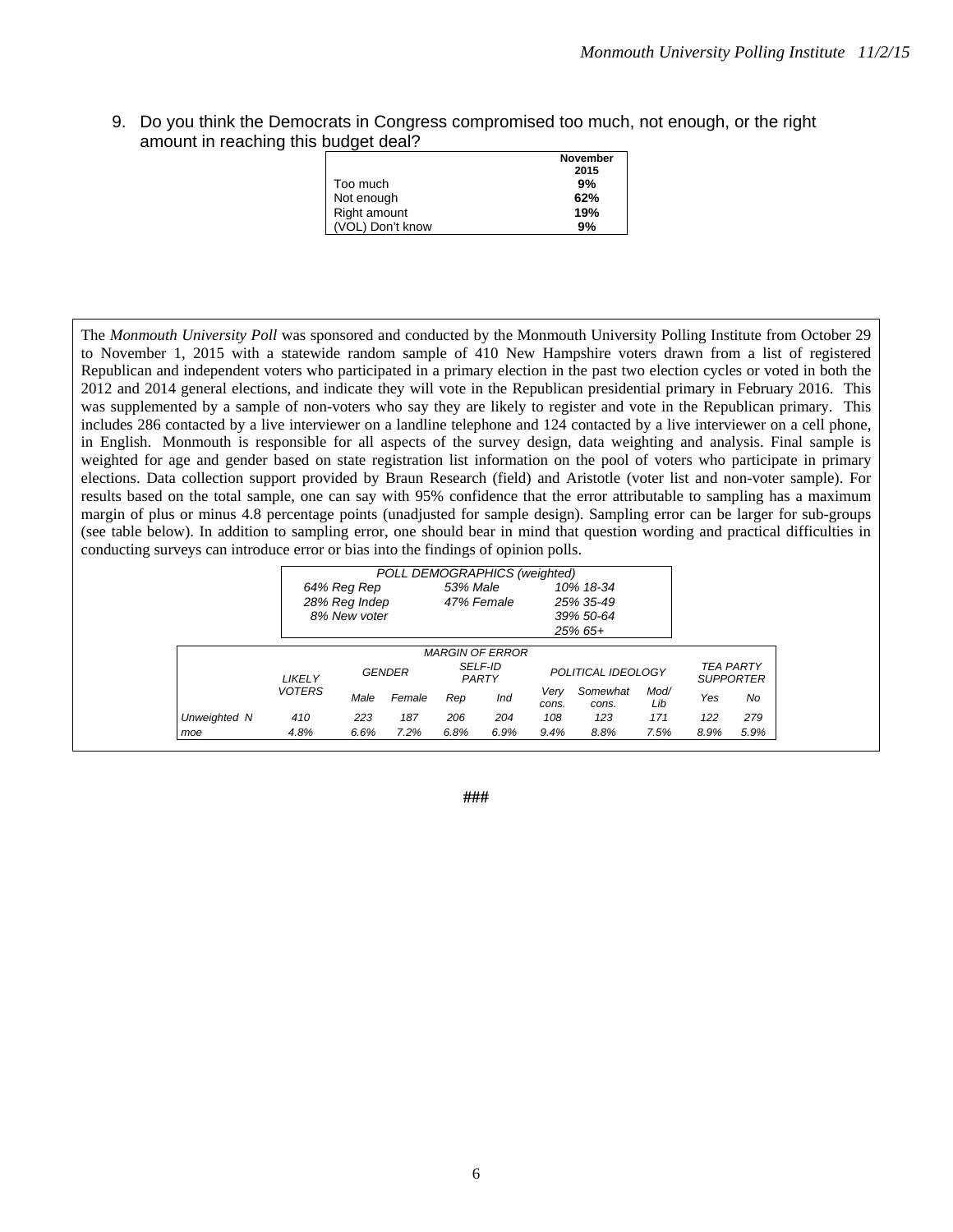9. Do you think the Democrats in Congress compromised too much, not enough, or the right amount in reaching this budget deal?

| | November 2015 |
|---|---|
| Too much | **9%** |
| Not enough | **62%** |
| Right amount | **19%** |
| (VOL) Don't know | **9%** |

The *Monmouth University Poll* was sponsored and conducted by the Monmouth University Polling Institute from October 29 to November 1, 2015 with a statewide random sample of 410 New Hampshire voters drawn from a list of registered Republican and independent voters who participated in a primary election in the past two election cycles or voted in both the 2012 and 2014 general elections, and indicate they will vote in the Republican presidential primary in February 2016. This was supplemented by a sample of non-voters who say they are likely to register and vote in the Republican primary. This includes 286 contacted by a live interviewer on a landline telephone and 124 contacted by a live interviewer on a cell phone, in English. Monmouth is responsible for all aspects of the survey design, data weighting and analysis. Final sample is weighted for age and gender based on state registration list information on the pool of voters who participate in primary elections. Data collection support provided by Braun Research (field) and Aristotle (voter list and non-voter sample). For results based on the total sample, one can say with 95% confidence that the error attributable to sampling has a maximum margin of plus or minus 4.8 percentage points (unadjusted for sample design). Sampling error can be larger for sub-groups (see table below). In addition to sampling error, one should bear in mind that question wording and practical difficulties in conducting surveys can introduce error or bias into the findings of opinion polls.

*POLL DEMOGRAPHICS (weighted)*

| | | |
|---|---|---|
| *64% Reg Rep* | *53% Male* | *10% 18-34* |
| *28% Reg Indep* | *47% Female* | *25% 35-49* |
| *8% New voter* | | *39% 50-64* |
| | | *25% 65+* |

*MARGIN OF ERROR*

| | *LIKELY VOTERS* | *GENDER* | | *SELF-ID PARTY* | | *POLITICAL IDEOLOGY* | | | *TEA PARTY SUPPORTER* | |
|---|---|---|---|---|---|---|---|---|---|---|
| | | *Male* | *Female* | *Rep* | *Ind* | *Very cons.* | *Somewhat cons.* | *Mod/ Lib* | *Yes* | *No* |
| *Unweighted N* | *410* | *223* | *187* | *206* | *204* | *108* | *123* | *171* | *122* | *279* |
| *moe* | *4.8%* | *6.6%* | *7.2%* | *6.8%* | *6.9%* | *9.4%* | *8.8%* | *7.5%* | *8.9%* | *5.9%* |

###